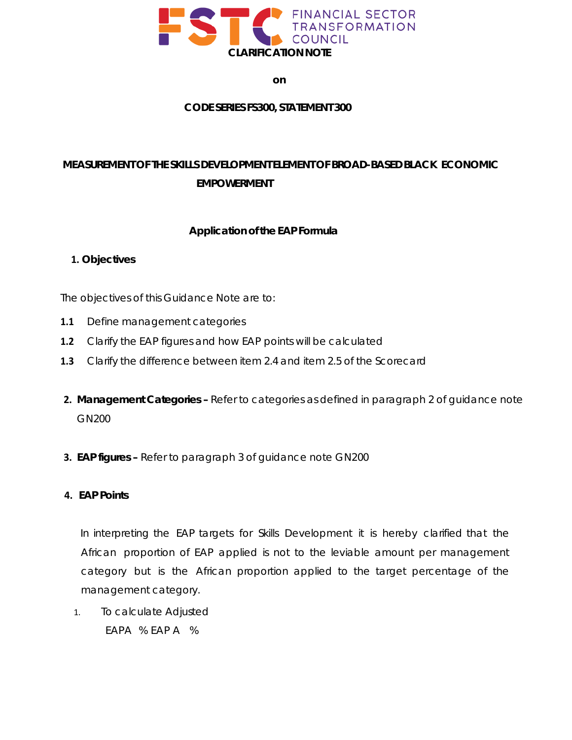# CLARIFICATION NOTE

**on**

**CODE SERIES FS300, STATEMENT 300**

## MEASUREMENT OF THE SKILLS DEVELOPMENT ELEMENT OF BROAD-BASED BLACK ECONOMIC EMPOWERMENT

### Application of the EAP Formula

**1. Objectives**

The objectives of this Guidance Note are to:

**1.1** Define management categories

**1.2** Clarify the EAP figures and how EAP points will be calculated

**1.3** Clarify the difference between item 2.4 and item 2.5 of the Scorecard

**2. Management Categories –** Refer to categories as defined in paragraph 2 of guidance note GN200

**3. EAP figures –** Refer to paragraph 3 of guidance note GN200

**4. EAP Points**

In interpreting the EAP targets for Skills Development it is hereby clarified that the African proportion of EAP applied is not to the leviable amount per management category but is the African proportion applied to the target percentage of the management category.

1. To calculate Adjusted
   EAPA % EAP A %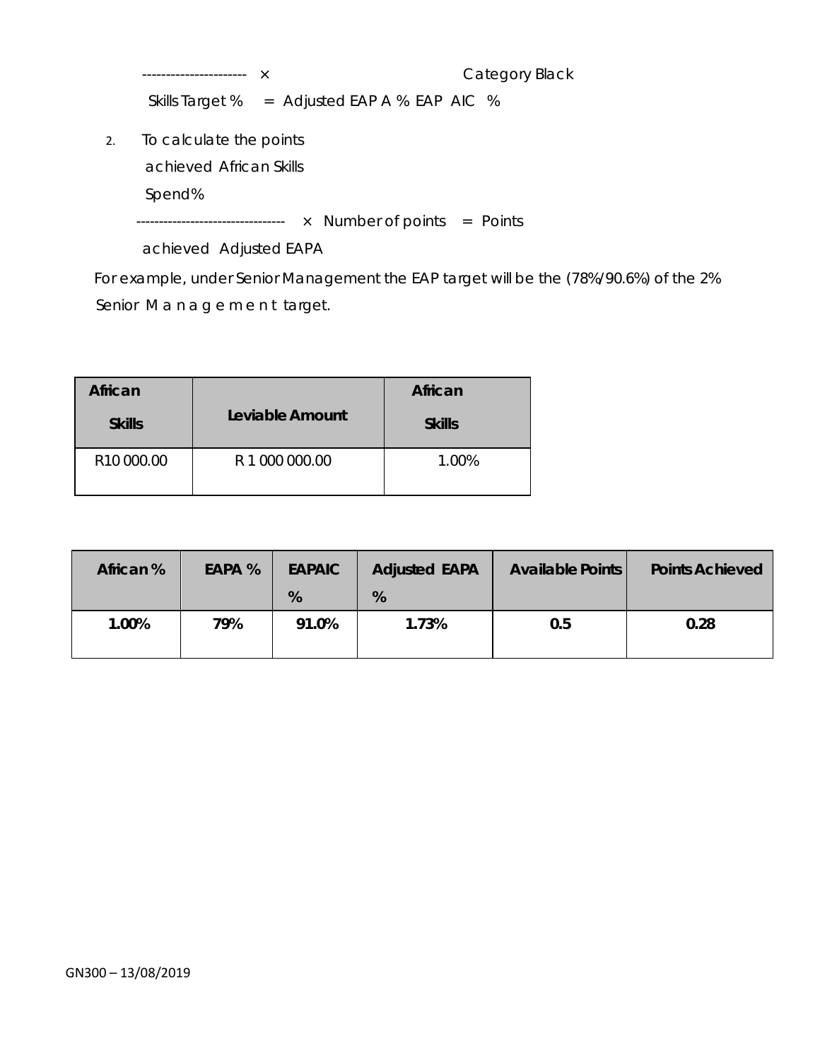---------------------- × Category Black

Skills Target % = Adjusted EAP A % EAP AIC %

2. To calculate the points achieved African Skills Spend%

-------------------------------- × Number of points = Points achieved Adjusted EAPA

For example, under Senior Management the EAP target will be the (78%/90.6%) of the 2% Senior Management target.

| African Skills | Leviable Amount | African Skills |
|---|---|---|
| R10 000.00 | R 1 000 000.00 | 1.00% |

| African % | EAPA % | EAPAIC % | Adjusted EAPA % | Available Points | Points Achieved |
|---|---|---|---|---|---|
| **1.00%** | **79%** | **91.0%** | **1.73%** | **0.5** | **0.28** |

GN300 – 13/08/2019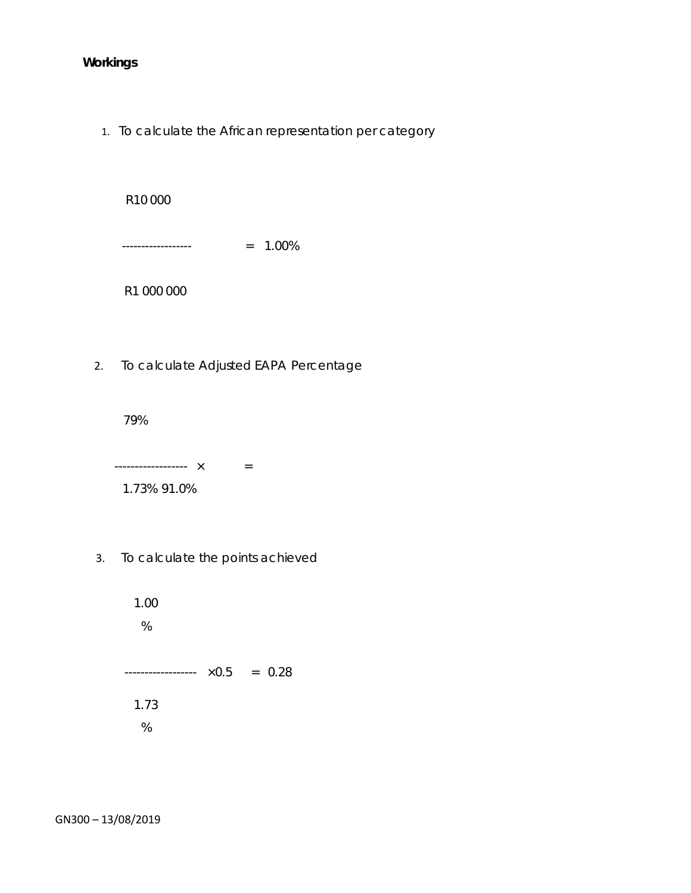**Workings**

1. To calculate the African representation per category

$$\frac{R10\,000}{R1\,000\,000} = 1.00\%$$

2. To calculate Adjusted EAPA Percentage

79%

------------------ × =

1.73% 91.0%

3. To calculate the points achieved

$$\frac{1.00\%}{1.73\%} \times 0.5 = 0.28$$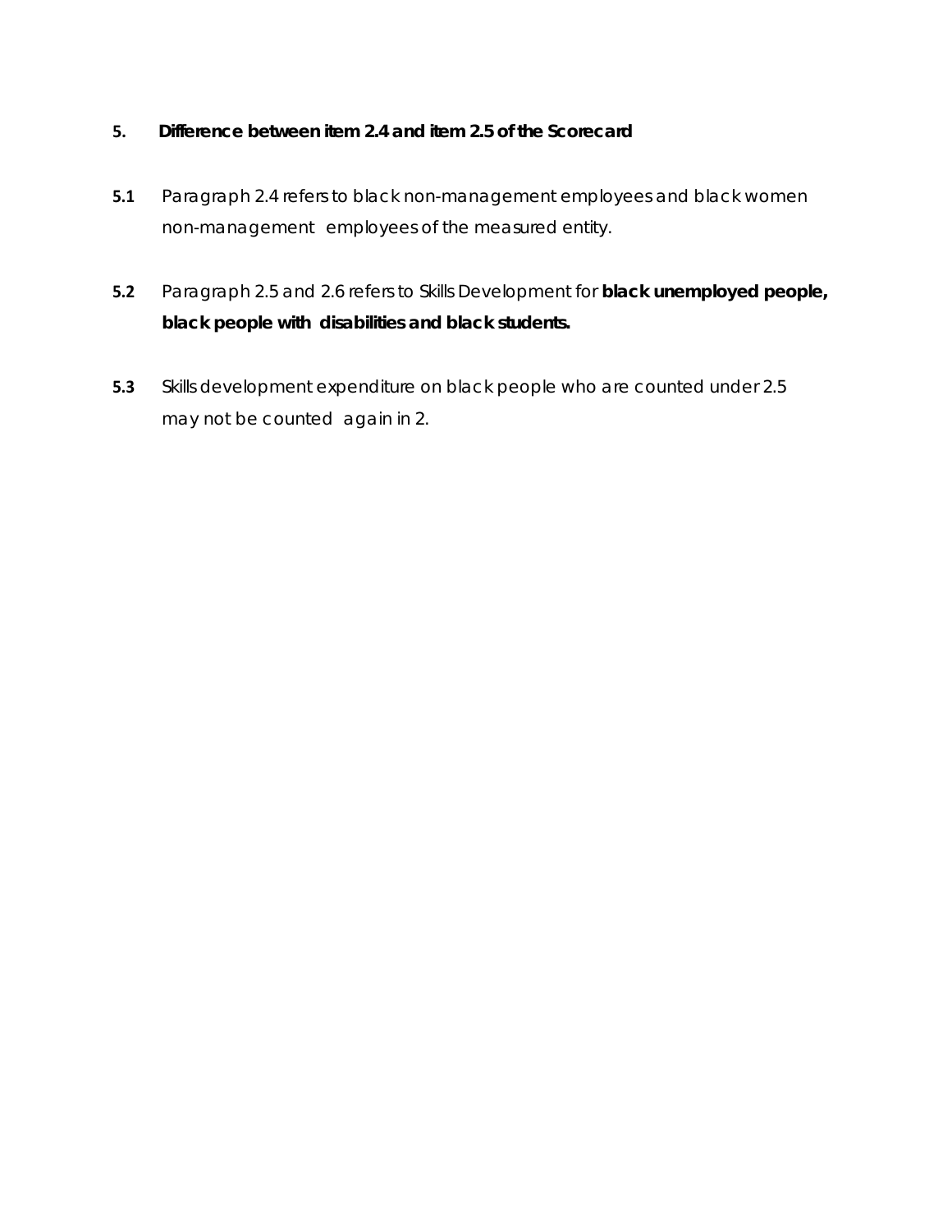## 5. Difference between item 2.4 and item 2.5 of the Scorecard

**5.1** Paragraph 2.4 refers to black non-management employees and black women non-management employees of the measured entity.

**5.2** Paragraph 2.5 and 2.6 refers to Skills Development for **black unemployed people, black people with disabilities and black students.**

**5.3** Skills development expenditure on black people who are counted under 2.5 may not be counted again in 2.